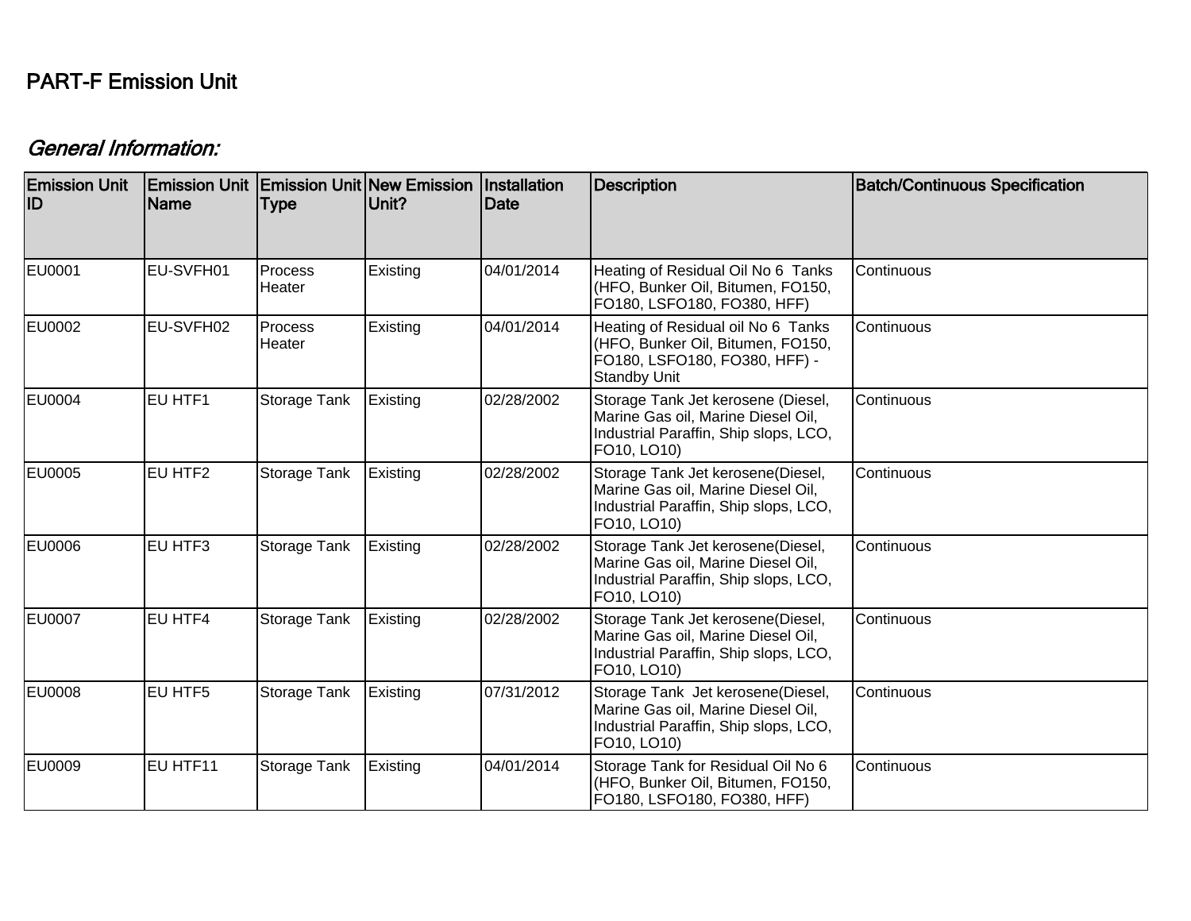# PART-F Emission Unit

## *General Information:*

| Emission Unit ID | Emission Unit Name | Emission Unit Type | New Emission Unit? | Installation Date | Description | Batch/Continuous Specification |
|---|---|---|---|---|---|---|
| EU0001 | EU-SVFH01 | Process Heater | Existing | 04/01/2014 | Heating of Residual Oil No 6 Tanks (HFO, Bunker Oil, Bitumen, FO150, FO180, LSFO180, FO380, HFF) | Continuous |
| EU0002 | EU-SVFH02 | Process Heater | Existing | 04/01/2014 | Heating of Residual oil No 6 Tanks (HFO, Bunker Oil, Bitumen, FO150, FO180, LSFO180, FO380, HFF) - Standby Unit | Continuous |
| EU0004 | EU HTF1 | Storage Tank | Existing | 02/28/2002 | Storage Tank Jet kerosene (Diesel, Marine Gas oil, Marine Diesel Oil, Industrial Paraffin, Ship slops, LCO, FO10, LO10) | Continuous |
| EU0005 | EU HTF2 | Storage Tank | Existing | 02/28/2002 | Storage Tank Jet kerosene(Diesel, Marine Gas oil, Marine Diesel Oil, Industrial Paraffin, Ship slops, LCO, FO10, LO10) | Continuous |
| EU0006 | EU HTF3 | Storage Tank | Existing | 02/28/2002 | Storage Tank Jet kerosene(Diesel, Marine Gas oil, Marine Diesel Oil, Industrial Paraffin, Ship slops, LCO, FO10, LO10) | Continuous |
| EU0007 | EU HTF4 | Storage Tank | Existing | 02/28/2002 | Storage Tank Jet kerosene(Diesel, Marine Gas oil, Marine Diesel Oil, Industrial Paraffin, Ship slops, LCO, FO10, LO10) | Continuous |
| EU0008 | EU HTF5 | Storage Tank | Existing | 07/31/2012 | Storage Tank Jet kerosene(Diesel, Marine Gas oil, Marine Diesel Oil, Industrial Paraffin, Ship slops, LCO, FO10, LO10) | Continuous |
| EU0009 | EU HTF11 | Storage Tank | Existing | 04/01/2014 | Storage Tank for Residual Oil No 6 (HFO, Bunker Oil, Bitumen, FO150, FO180, LSFO180, FO380, HFF) | Continuous |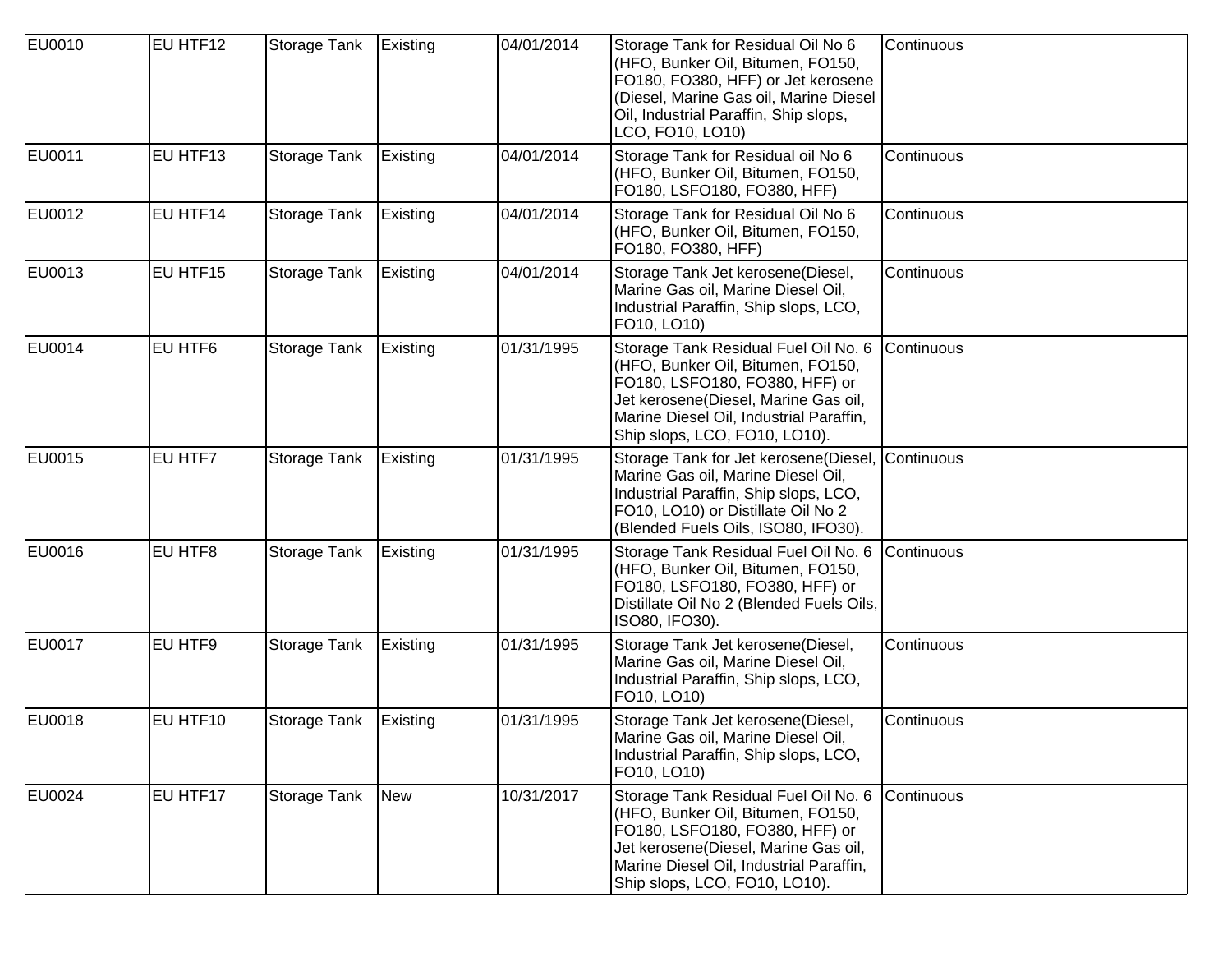| EU0010 | EU HTF12 | Storage Tank | Existing | 04/01/2014 | Storage Tank for Residual Oil No 6 (HFO, Bunker Oil, Bitumen, FO150, FO180, FO380, HFF) or Jet kerosene (Diesel, Marine Gas oil, Marine Diesel Oil, Industrial Paraffin, Ship slops, LCO, FO10, LO10) | Continuous |
|---|---|---|---|---|---|---|
| EU0011 | EU HTF13 | Storage Tank | Existing | 04/01/2014 | Storage Tank for Residual oil No 6 (HFO, Bunker Oil, Bitumen, FO150, FO180, LSFO180, FO380, HFF) | Continuous |
| EU0012 | EU HTF14 | Storage Tank | Existing | 04/01/2014 | Storage Tank for Residual Oil No 6 (HFO, Bunker Oil, Bitumen, FO150, FO180, FO380, HFF) | Continuous |
| EU0013 | EU HTF15 | Storage Tank | Existing | 04/01/2014 | Storage Tank Jet kerosene(Diesel, Marine Gas oil, Marine Diesel Oil, Industrial Paraffin, Ship slops, LCO, FO10, LO10) | Continuous |
| EU0014 | EU HTF6 | Storage Tank | Existing | 01/31/1995 | Storage Tank Residual Fuel Oil No. 6 (HFO, Bunker Oil, Bitumen, FO150, FO180, LSFO180, FO380, HFF) or Jet kerosene(Diesel, Marine Gas oil, Marine Diesel Oil, Industrial Paraffin, Ship slops, LCO, FO10, LO10). | Continuous |
| EU0015 | EU HTF7 | Storage Tank | Existing | 01/31/1995 | Storage Tank for Jet kerosene(Diesel, Marine Gas oil, Marine Diesel Oil, Industrial Paraffin, Ship slops, LCO, FO10, LO10) or Distillate Oil No 2 (Blended Fuels Oils, ISO80, IFO30). | Continuous |
| EU0016 | EU HTF8 | Storage Tank | Existing | 01/31/1995 | Storage Tank Residual Fuel Oil No. 6 (HFO, Bunker Oil, Bitumen, FO150, FO180, LSFO180, FO380, HFF) or Distillate Oil No 2 (Blended Fuels Oils, ISO80, IFO30). | Continuous |
| EU0017 | EU HTF9 | Storage Tank | Existing | 01/31/1995 | Storage Tank Jet kerosene(Diesel, Marine Gas oil, Marine Diesel Oil, Industrial Paraffin, Ship slops, LCO, FO10, LO10) | Continuous |
| EU0018 | EU HTF10 | Storage Tank | Existing | 01/31/1995 | Storage Tank Jet kerosene(Diesel, Marine Gas oil, Marine Diesel Oil, Industrial Paraffin, Ship slops, LCO, FO10, LO10) | Continuous |
| EU0024 | EU HTF17 | Storage Tank | New | 10/31/2017 | Storage Tank Residual Fuel Oil No. 6 (HFO, Bunker Oil, Bitumen, FO150, FO180, LSFO180, FO380, HFF) or Jet kerosene(Diesel, Marine Gas oil, Marine Diesel Oil, Industrial Paraffin, Ship slops, LCO, FO10, LO10). | Continuous |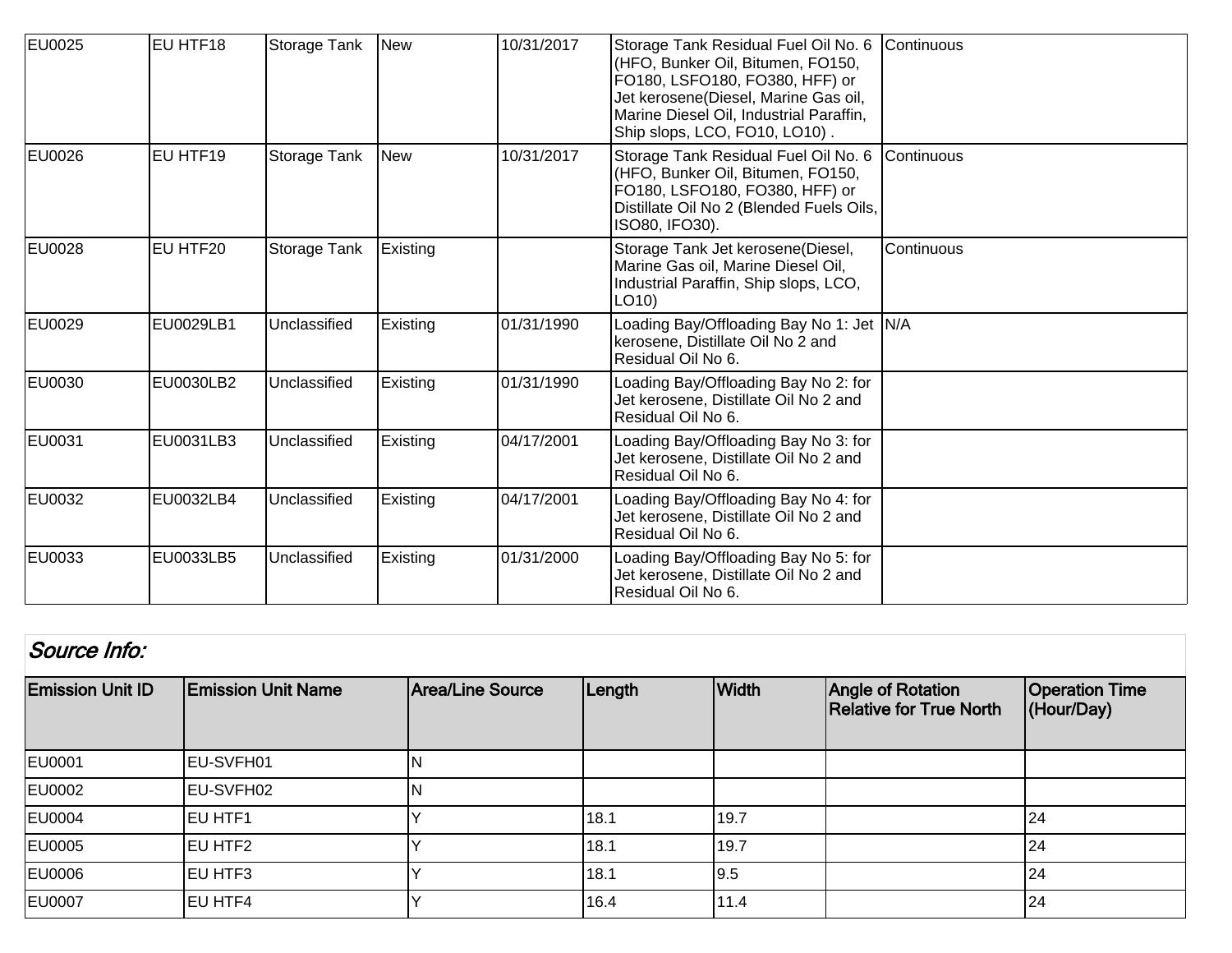| | | | | | | |
|---|---|---|---|---|---|---|
| EU0025 | EU HTF18 | Storage Tank | New | 10/31/2017 | Storage Tank Residual Fuel Oil No. 6 (HFO, Bunker Oil, Bitumen, FO150, FO180, LSFO180, FO380, HFF) or Jet kerosene(Diesel, Marine Gas oil, Marine Diesel Oil, Industrial Paraffin, Ship slops, LCO, FO10, LO10) . | Continuous |
| EU0026 | EU HTF19 | Storage Tank | New | 10/31/2017 | Storage Tank Residual Fuel Oil No. 6 (HFO, Bunker Oil, Bitumen, FO150, FO180, LSFO180, FO380, HFF) or Distillate Oil No 2 (Blended Fuels Oils, ISO80, IFO30). | Continuous |
| EU0028 | EU HTF20 | Storage Tank | Existing | | Storage Tank Jet kerosene(Diesel, Marine Gas oil, Marine Diesel Oil, Industrial Paraffin, Ship slops, LCO, LO10) | Continuous |
| EU0029 | EU0029LB1 | Unclassified | Existing | 01/31/1990 | Loading Bay/Offloading Bay No 1: Jet kerosene, Distillate Oil No 2 and Residual Oil No 6. | N/A |
| EU0030 | EU0030LB2 | Unclassified | Existing | 01/31/1990 | Loading Bay/Offloading Bay No 2: for Jet kerosene, Distillate Oil No 2 and Residual Oil No 6. | |
| EU0031 | EU0031LB3 | Unclassified | Existing | 04/17/2001 | Loading Bay/Offloading Bay No 3: for Jet kerosene, Distillate Oil No 2 and Residual Oil No 6. | |
| EU0032 | EU0032LB4 | Unclassified | Existing | 04/17/2001 | Loading Bay/Offloading Bay No 4: for Jet kerosene, Distillate Oil No 2 and Residual Oil No 6. | |
| EU0033 | EU0033LB5 | Unclassified | Existing | 01/31/2000 | Loading Bay/Offloading Bay No 5: for Jet kerosene, Distillate Oil No 2 and Residual Oil No 6. | |

## *Source Info:*

| Emission Unit ID | Emission Unit Name | Area/Line Source | Length | Width | Angle of Rotation Relative for True North | Operation Time (Hour/Day) |
|---|---|---|---|---|---|---|
| EU0001 | EU-SVFH01 | N | | | | |
| EU0002 | EU-SVFH02 | N | | | | |
| EU0004 | EU HTF1 | Y | 18.1 | 19.7 | | 24 |
| EU0005 | EU HTF2 | Y | 18.1 | 19.7 | | 24 |
| EU0006 | EU HTF3 | Y | 18.1 | 9.5 | | 24 |
| EU0007 | EU HTF4 | Y | 16.4 | 11.4 | | 24 |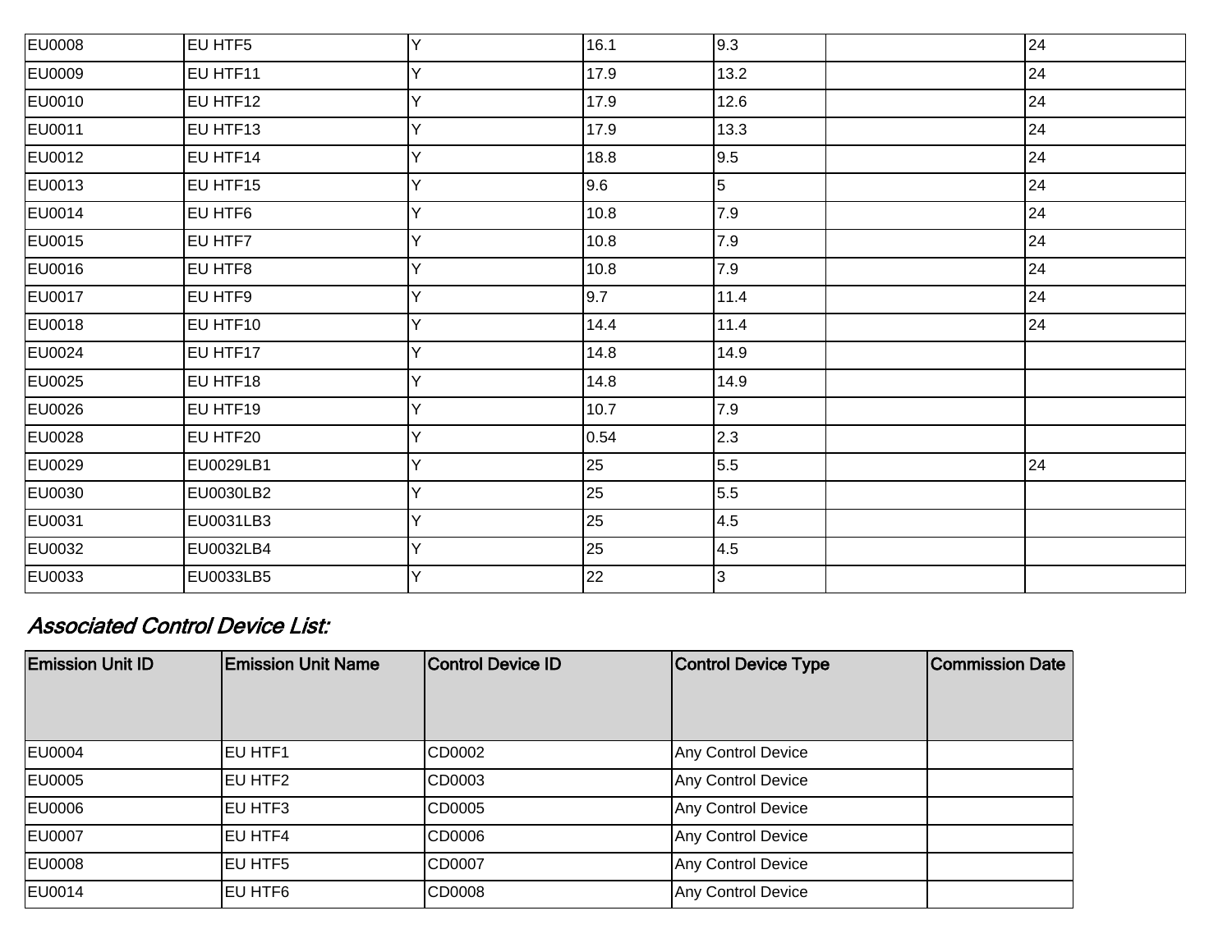| | | | | | | |
|---|---|---|---|---|---|---|
| EU0008 | EU HTF5 | Y | 16.1 | 9.3 | | 24 |
| EU0009 | EU HTF11 | Y | 17.9 | 13.2 | | 24 |
| EU0010 | EU HTF12 | Y | 17.9 | 12.6 | | 24 |
| EU0011 | EU HTF13 | Y | 17.9 | 13.3 | | 24 |
| EU0012 | EU HTF14 | Y | 18.8 | 9.5 | | 24 |
| EU0013 | EU HTF15 | Y | 9.6 | 5 | | 24 |
| EU0014 | EU HTF6 | Y | 10.8 | 7.9 | | 24 |
| EU0015 | EU HTF7 | Y | 10.8 | 7.9 | | 24 |
| EU0016 | EU HTF8 | Y | 10.8 | 7.9 | | 24 |
| EU0017 | EU HTF9 | Y | 9.7 | 11.4 | | 24 |
| EU0018 | EU HTF10 | Y | 14.4 | 11.4 | | 24 |
| EU0024 | EU HTF17 | Y | 14.8 | 14.9 | | |
| EU0025 | EU HTF18 | Y | 14.8 | 14.9 | | |
| EU0026 | EU HTF19 | Y | 10.7 | 7.9 | | |
| EU0028 | EU HTF20 | Y | 0.54 | 2.3 | | |
| EU0029 | EU0029LB1 | Y | 25 | 5.5 | | 24 |
| EU0030 | EU0030LB2 | Y | 25 | 5.5 | | |
| EU0031 | EU0031LB3 | Y | 25 | 4.5 | | |
| EU0032 | EU0032LB4 | Y | 25 | 4.5 | | |
| EU0033 | EU0033LB5 | Y | 22 | 3 | | |

### *Associated Control Device List:*

| Emission Unit ID | Emission Unit Name | Control Device ID | Control Device Type | Commission Date |
|---|---|---|---|---|
| EU0004 | EU HTF1 | CD0002 | Any Control Device | |
| EU0005 | EU HTF2 | CD0003 | Any Control Device | |
| EU0006 | EU HTF3 | CD0005 | Any Control Device | |
| EU0007 | EU HTF4 | CD0006 | Any Control Device | |
| EU0008 | EU HTF5 | CD0007 | Any Control Device | |
| EU0014 | EU HTF6 | CD0008 | Any Control Device | |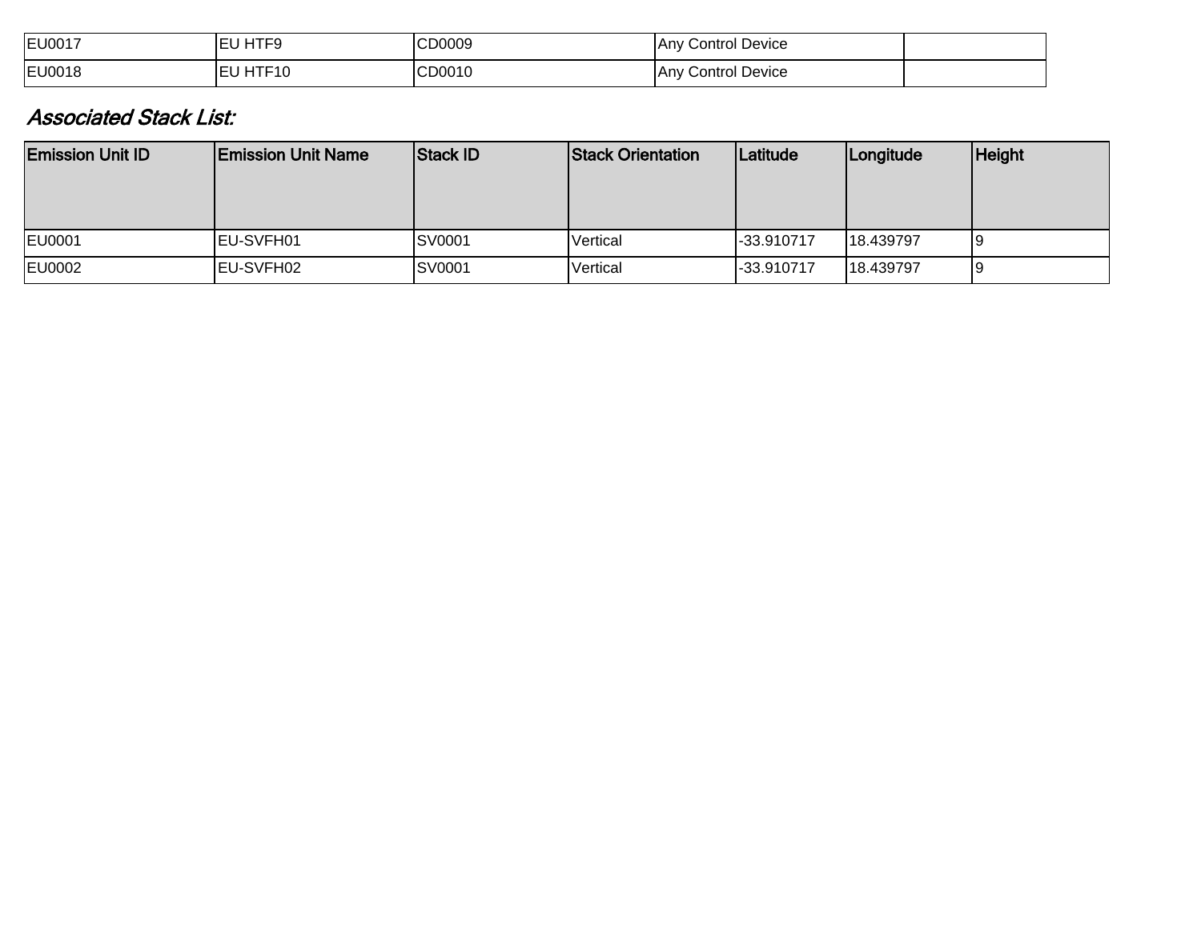| | | | | |
|---|---|---|---|---|
| EU0017 | EU HTF9 | CD0009 | Any Control Device | |
| EU0018 | EU HTF10 | CD0010 | Any Control Device | |

### *Associated Stack List:*

| Emission Unit ID | Emission Unit Name | Stack ID | Stack Orientation | Latitude | Longitude | Height |
|---|---|---|---|---|---|---|
| EU0001 | EU-SVFH01 | SV0001 | Vertical | -33.910717 | 18.439797 | 9 |
| EU0002 | EU-SVFH02 | SV0001 | Vertical | -33.910717 | 18.439797 | 9 |